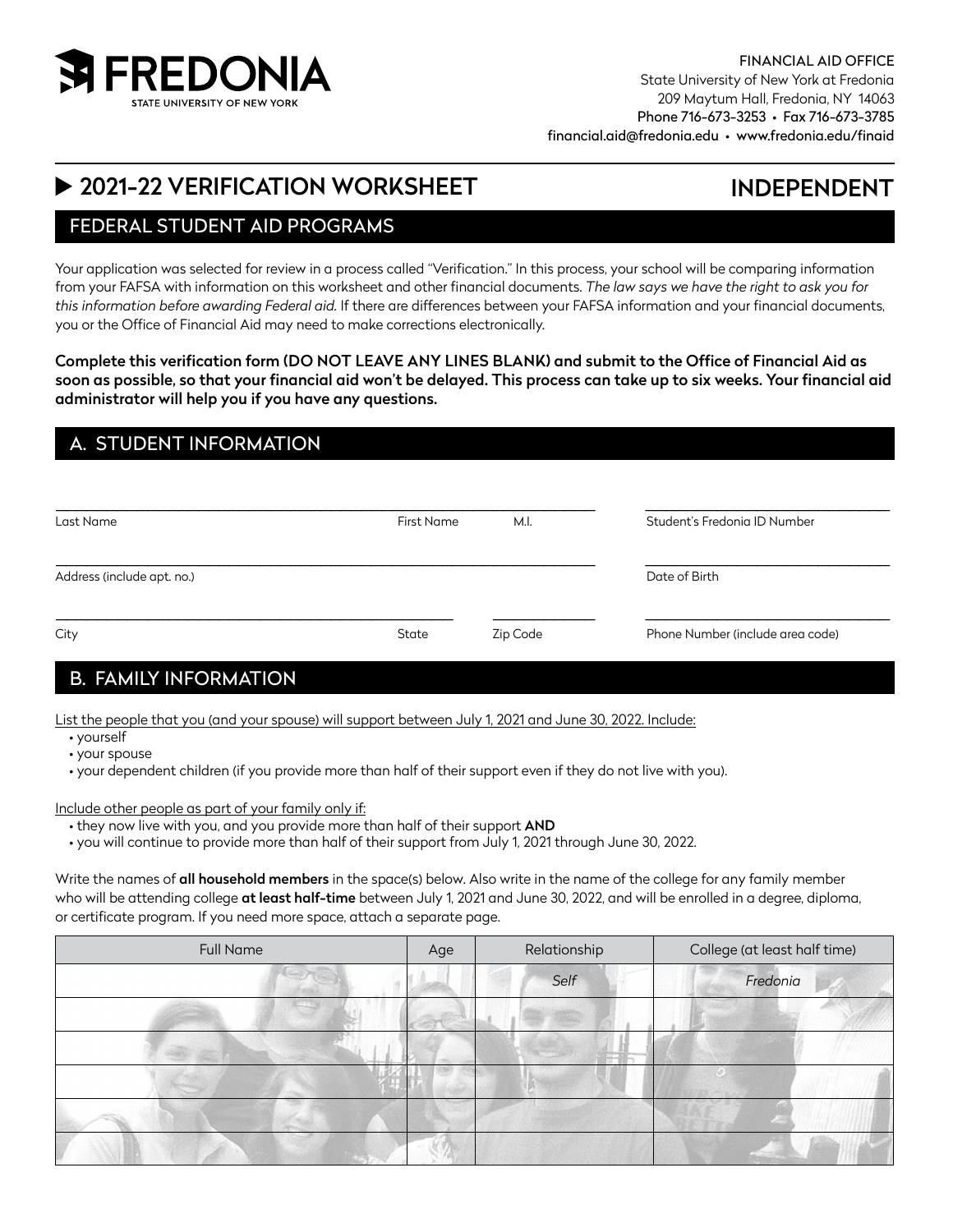FREDONIA
STATE UNIVERSITY OF NEW YORK

FINANCIAL AID OFFICE
State University of New York at Fredonia
209 Maytum Hall, Fredonia, NY 14063
Phone 716-673-3253 • Fax 716-673-3785
financial.aid@fredonia.edu • www.fredonia.edu/finaid

# ▶ 2021–22 VERIFICATION WORKSHEET

# INDEPENDENT

## FEDERAL STUDENT AID PROGRAMS

Your application was selected for review in a process called "Verification." In this process, your school will be comparing information from your FAFSA with information on this worksheet and other financial documents. *The law says we have the right to ask you for this information before awarding Federal aid.* If there are differences between your FAFSA information and your financial documents, you or the Office of Financial Aid may need to make corrections electronically.

**Complete this verification form (DO NOT LEAVE ANY LINES BLANK) and submit to the Office of Financial Aid as soon as possible, so that your financial aid won't be delayed. This process can take up to six weeks. Your financial aid administrator will help you if you have any questions.**

## A. STUDENT INFORMATION

______________________________ ______________ ______ ______________________________
Last Name First Name M.I. Student's Fredonia ID Number

______________________________________________________ ______________________________
Address (include apt. no.) Date of Birth

______________________________ ______________ ______________ ______________________________
City State Zip Code Phone Number (include area code)

## B. FAMILY INFORMATION

List the people that you (and your spouse) will support between July 1, 2021 and June 30, 2022. Include:

- yourself
- your spouse
- your dependent children (if you provide more than half of their support even if they do not live with you).

Include other people as part of your family only if:

- they now live with you, and you provide more than half of their support **AND**
- you will continue to provide more than half of their support from July 1, 2021 through June 30, 2022.

Write the names of **all household members** in the space(s) below. Also write in the name of the college for any family member who will be attending college **at least half-time** between July 1, 2021 and June 30, 2022, and will be enrolled in a degree, diploma, or certificate program. If you need more space, attach a separate page.

| Full Name | Age | Relationship | College (at least half time) |
| --- | --- | --- | --- |
| | | *Self* | *Fredonia* |
| | | | |
| | | | |
| | | | |
| | | | |
| | | | |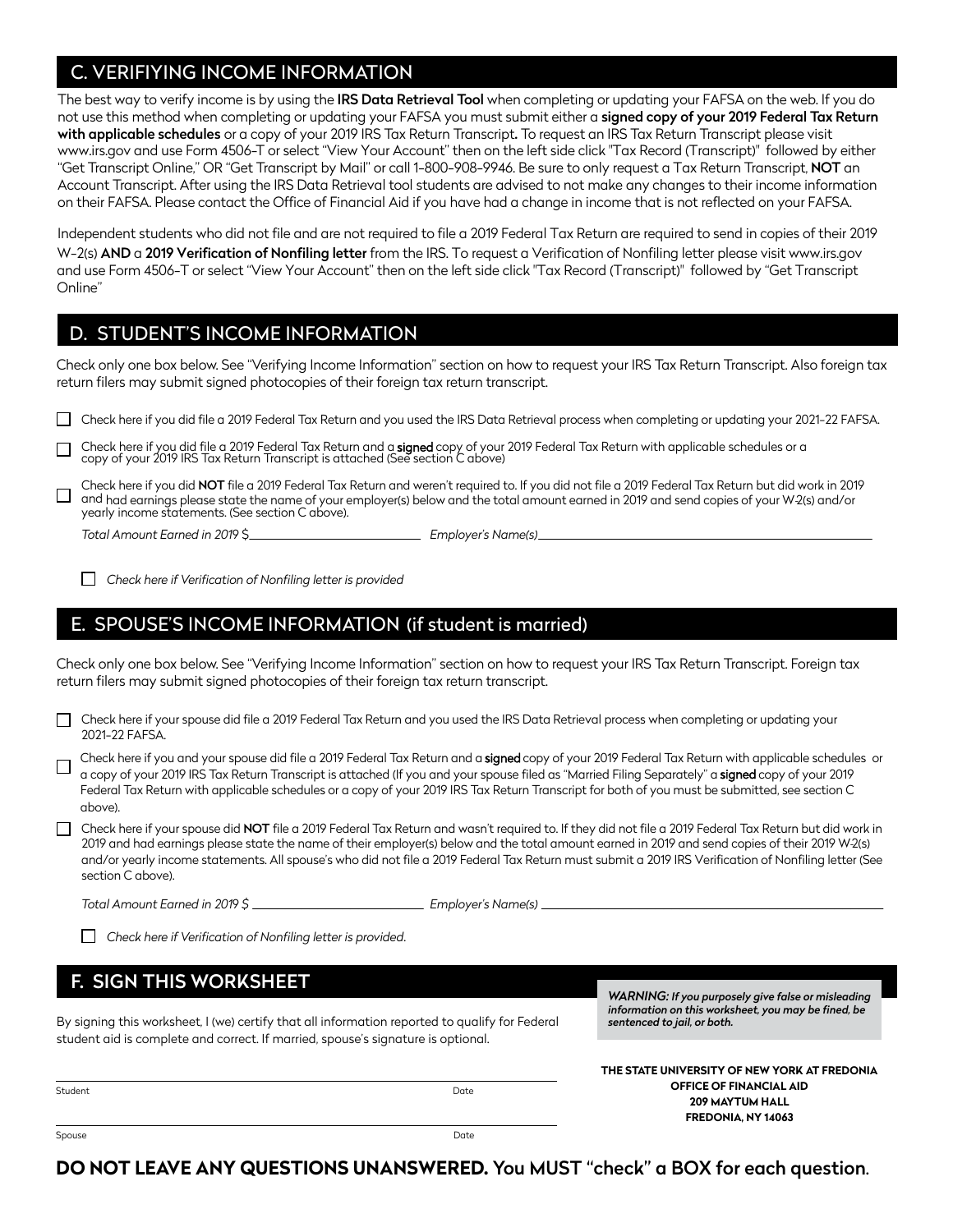## C. VERIFIYING INCOME INFORMATION

The best way to verify income is by using the **IRS Data Retrieval Tool** when completing or updating your FAFSA on the web. If you do not use this method when completing or updating your FAFSA you must submit either a **signed copy of your 2019 Federal Tax Return with applicable schedules** or a copy of your 2019 IRS Tax Return Transcript**.** To request an IRS Tax Return Transcript please visit www.irs.gov and use Form 4506-T or select "View Your Account" then on the left side click "Tax Record (Transcript)" followed by either "Get Transcript Online," OR "Get Transcript by Mail" or call 1-800-908-9946. Be sure to only request a Tax Return Transcript, **NOT** an Account Transcript. After using the IRS Data Retrieval tool students are advised to not make any changes to their income information on their FAFSA. Please contact the Office of Financial Aid if you have had a change in income that is not reflected on your FAFSA.

Independent students who did not file and are not required to file a 2019 Federal Tax Return are required to send in copies of their 2019 W-2(s) **AND** a **2019 Verification of Nonfiling letter** from the IRS. To request a Verification of Nonfiling letter please visit www.irs.gov and use Form 4506-T or select "View Your Account" then on the left side click "Tax Record (Transcript)" followed by "Get Transcript Online"

## D. STUDENT'S INCOME INFORMATION

Check only one box below. See "Verifying Income Information" section on how to request your IRS Tax Return Transcript. Also foreign tax return filers may submit signed photocopies of their foreign tax return transcript.

☐ Check here if you did file a 2019 Federal Tax Return and you used the IRS Data Retrieval process when completing or updating your 2021-22 FAFSA.

☐ Check here if you did file a 2019 Federal Tax Return and a **signed** copy of your 2019 Federal Tax Return with applicable schedules or a copy of your 2019 IRS Tax Return Transcript is attached (See section C above)

☐ Check here if you did **NOT** file a 2019 Federal Tax Return and weren't required to. If you did not file a 2019 Federal Tax Return but did work in 2019 and had earnings please state the name of your employer(s) below and the total amount earned in 2019 and send copies of your W-2(s) and/or yearly income statements. (See section C above).

*Total Amount Earned in 2019* $______________ *Employer's Name(s)*______________

☐ *Check here if Verification of Nonfiling letter is provided*

## E. SPOUSE'S INCOME INFORMATION (if student is married)

Check only one box below. See "Verifying Income Information" section on how to request your IRS Tax Return Transcript. Foreign tax return filers may submit signed photocopies of their foreign tax return transcript.

☐ Check here if your spouse did file a 2019 Federal Tax Return and you used the IRS Data Retrieval process when completing or updating your 2021-22 FAFSA.

☐ Check here if you and your spouse did file a 2019 Federal Tax Return and a **signed** copy of your 2019 Federal Tax Return with applicable schedules or a copy of your 2019 IRS Tax Return Transcript is attached (If you and your spouse filed as "Married Filing Separately" a **signed** copy of your 2019 Federal Tax Return with applicable schedules or a copy of your 2019 IRS Tax Return Transcript for both of you must be submitted, see section C above).

☐ Check here if your spouse did **NOT** file a 2019 Federal Tax Return and wasn't required to. If they did not file a 2019 Federal Tax Return but did work in 2019 and had earnings please state the name of their employer(s) below and the total amount earned in 2019 and send copies of their 2019 W-2(s) and/or yearly income statements. All spouse's who did not file a 2019 Federal Tax Return must submit a 2019 IRS Verification of Nonfiling letter (See section C above).

*Total Amount Earned in 2019 $* ______________ *Employer's Name(s)* ______________

☐ *Check here if Verification of Nonfiling letter is provided.*

## F. SIGN THIS WORKSHEET

By signing this worksheet, I (we) certify that all information reported to qualify for Federal student aid is complete and correct. If married, spouse's signature is optional.

***WARNING:** If you purposely give false or misleading information on this worksheet, you may be fined, be sentenced to jail, or both.*

______________________________ ______________
Student Date

______________________________ ______________
Spouse Date

**THE STATE UNIVERSITY OF NEW YORK AT FREDONIA**
**OFFICE OF FINANCIAL AID**
**209 MAYTUM HALL**
**FREDONIA, NY 14063**

**DO NOT LEAVE ANY QUESTIONS UNANSWERED. You MUST "check" a BOX for each question.**